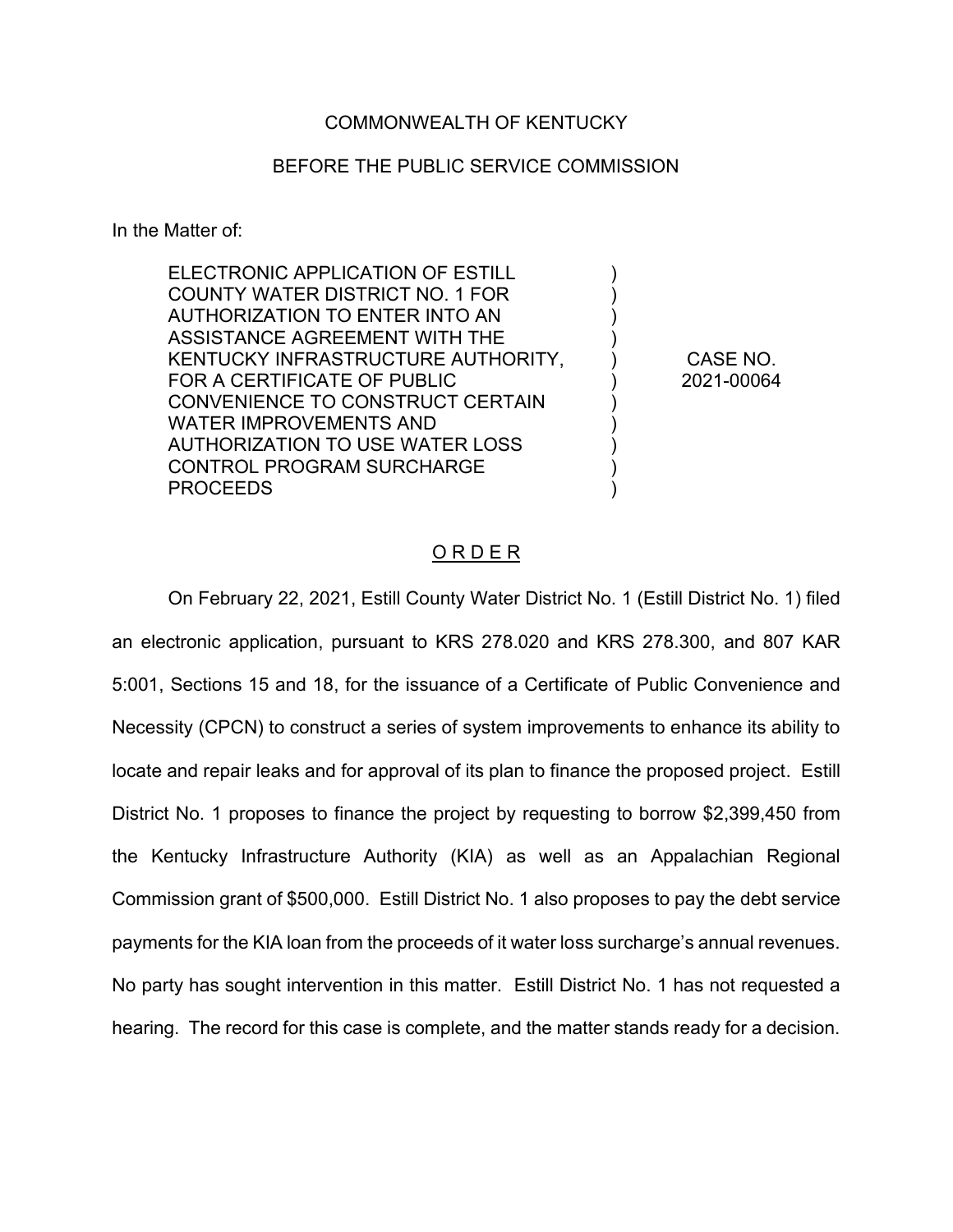COMMONWEALTH OF KENTUCKY

BEFORE THE PUBLIC SERVICE COMMISSION

In the Matter of:

| | | |
|---|---|---|
| ELECTRONIC APPLICATION OF ESTILL COUNTY WATER DISTRICT NO. 1 FOR AUTHORIZATION TO ENTER INTO AN ASSISTANCE AGREEMENT WITH THE KENTUCKY INFRASTRUCTURE AUTHORITY, FOR A CERTIFICATE OF PUBLIC CONVENIENCE TO CONSTRUCT CERTAIN WATER IMPROVEMENTS AND AUTHORIZATION TO USE WATER LOSS CONTROL PROGRAM SURCHARGE PROCEEDS | ) | CASE NO. 2021-00064 |

O R D E R

On February 22, 2021, Estill County Water District No. 1 (Estill District No. 1) filed an electronic application, pursuant to KRS 278.020 and KRS 278.300, and 807 KAR 5:001, Sections 15 and 18, for the issuance of a Certificate of Public Convenience and Necessity (CPCN) to construct a series of system improvements to enhance its ability to locate and repair leaks and for approval of its plan to finance the proposed project. Estill District No. 1 proposes to finance the project by requesting to borrow $2,399,450 from the Kentucky Infrastructure Authority (KIA) as well as an Appalachian Regional Commission grant of $500,000. Estill District No. 1 also proposes to pay the debt service payments for the KIA loan from the proceeds of it water loss surcharge's annual revenues. No party has sought intervention in this matter. Estill District No. 1 has not requested a hearing. The record for this case is complete, and the matter stands ready for a decision.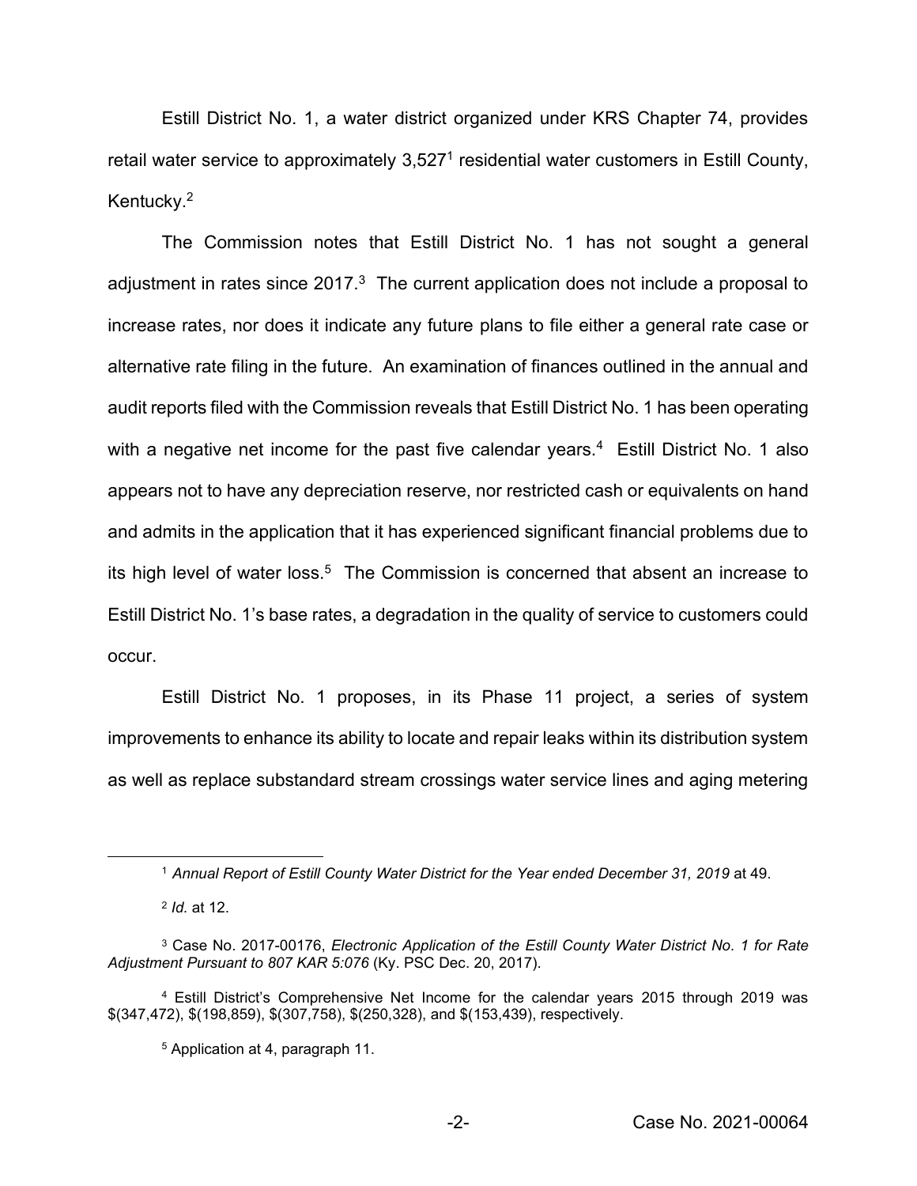Estill District No. 1, a water district organized under KRS Chapter 74, provides retail water service to approximately 3,527[1] residential water customers in Estill County, Kentucky.[2]

The Commission notes that Estill District No. 1 has not sought a general adjustment in rates since 2017.[3] The current application does not include a proposal to increase rates, nor does it indicate any future plans to file either a general rate case or alternative rate filing in the future. An examination of finances outlined in the annual and audit reports filed with the Commission reveals that Estill District No. 1 has been operating with a negative net income for the past five calendar years.[4] Estill District No. 1 also appears not to have any depreciation reserve, nor restricted cash or equivalents on hand and admits in the application that it has experienced significant financial problems due to its high level of water loss.[5] The Commission is concerned that absent an increase to Estill District No. 1's base rates, a degradation in the quality of service to customers could occur.

Estill District No. 1 proposes, in its Phase 11 project, a series of system improvements to enhance its ability to locate and repair leaks within its distribution system as well as replace substandard stream crossings water service lines and aging metering

---

[1] *Annual Report of Estill County Water District for the Year ended December 31, 2019* at 49.

[2] *Id.* at 12.

[3] Case No. 2017-00176, *Electronic Application of the Estill County Water District No. 1 for Rate Adjustment Pursuant to 807 KAR 5:076* (Ky. PSC Dec. 20, 2017).

[4] Estill District's Comprehensive Net Income for the calendar years 2015 through 2019 was $(347,472), $(198,859), $(307,758), $(250,328), and $(153,439), respectively.

[5] Application at 4, paragraph 11.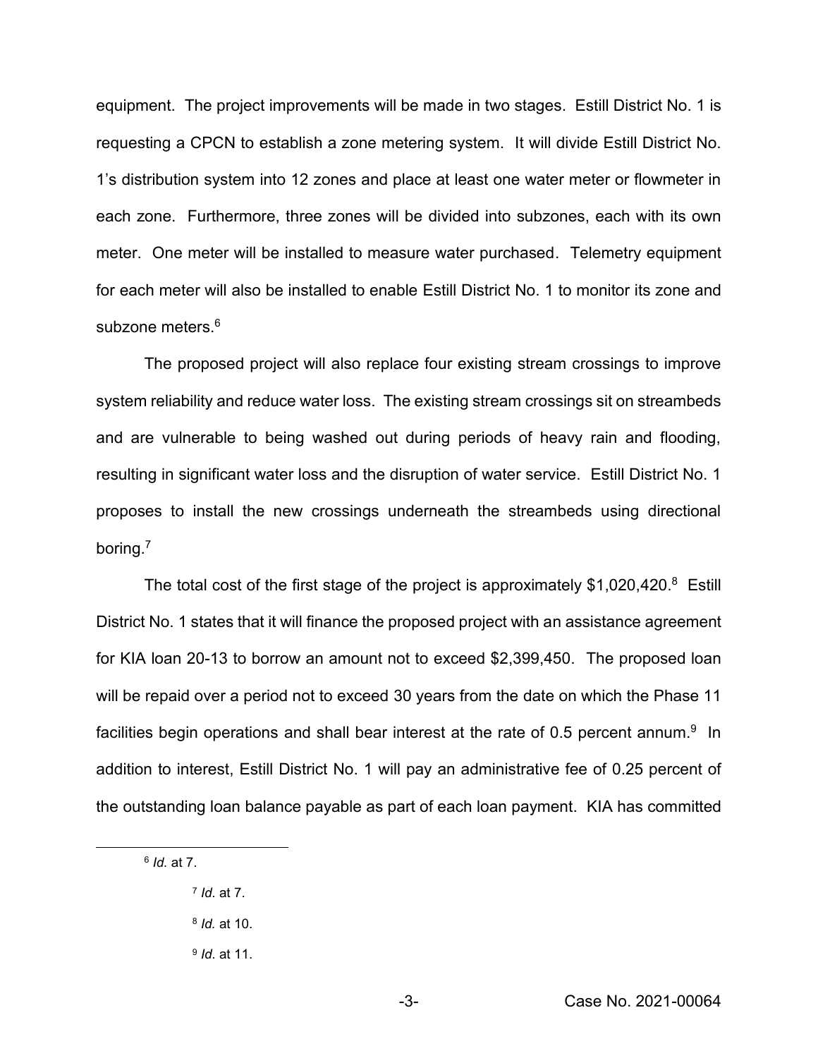equipment. The project improvements will be made in two stages. Estill District No. 1 is requesting a CPCN to establish a zone metering system. It will divide Estill District No. 1's distribution system into 12 zones and place at least one water meter or flowmeter in each zone. Furthermore, three zones will be divided into subzones, each with its own meter. One meter will be installed to measure water purchased. Telemetry equipment for each meter will also be installed to enable Estill District No. 1 to monitor its zone and subzone meters.[6]

The proposed project will also replace four existing stream crossings to improve system reliability and reduce water loss. The existing stream crossings sit on streambeds and are vulnerable to being washed out during periods of heavy rain and flooding, resulting in significant water loss and the disruption of water service. Estill District No. 1 proposes to install the new crossings underneath the streambeds using directional boring.[7]

The total cost of the first stage of the project is approximately $1,020,420.[8] Estill District No. 1 states that it will finance the proposed project with an assistance agreement for KIA loan 20-13 to borrow an amount not to exceed $2,399,450. The proposed loan will be repaid over a period not to exceed 30 years from the date on which the Phase 11 facilities begin operations and shall bear interest at the rate of 0.5 percent annum.[9] In addition to interest, Estill District No. 1 will pay an administrative fee of 0.25 percent of the outstanding loan balance payable as part of each loan payment. KIA has committed

---

[6] *Id.* at 7.

[7] *Id.* at 7.

[8] *Id.* at 10.

[9] *Id.* at 11.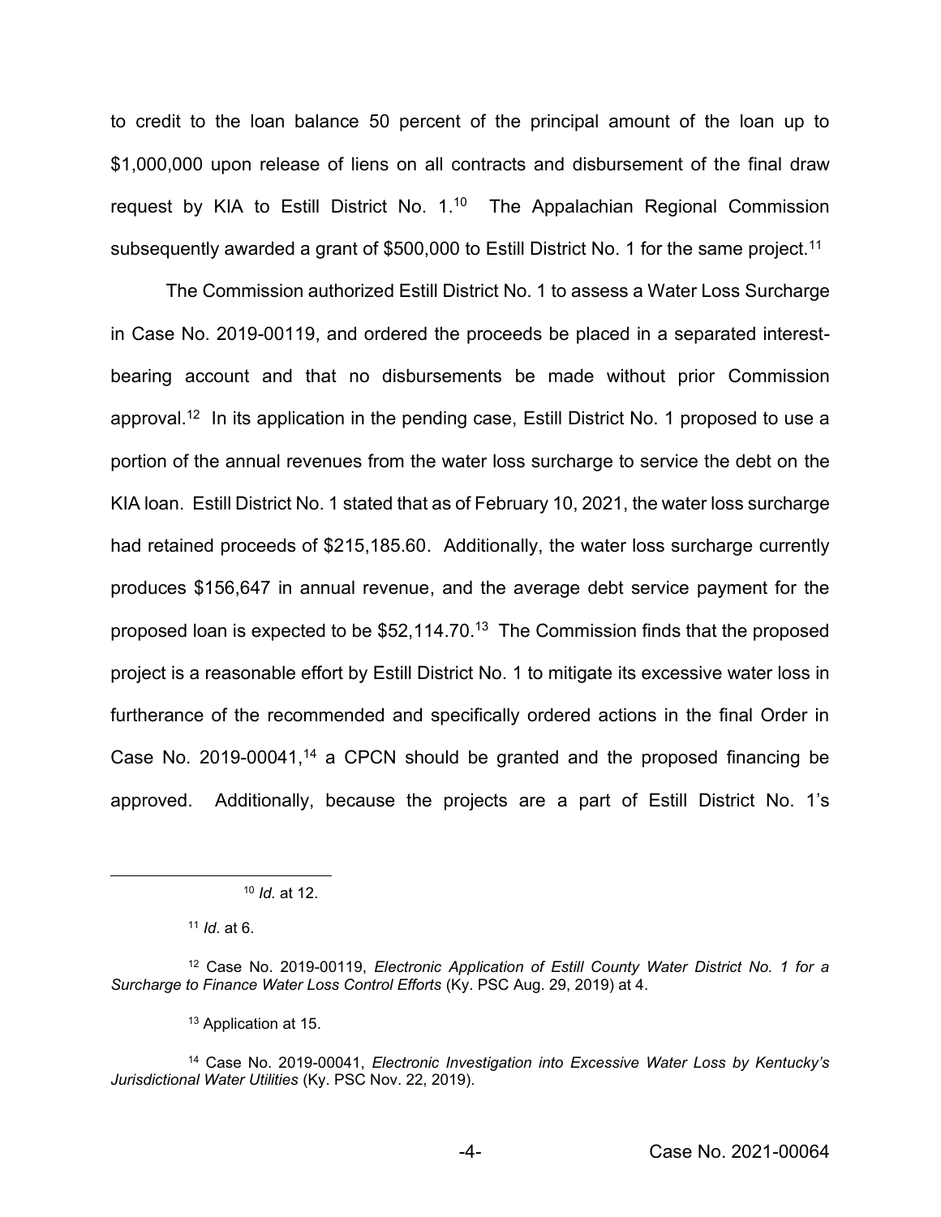to credit to the loan balance 50 percent of the principal amount of the loan up to $1,000,000 upon release of liens on all contracts and disbursement of the final draw request by KIA to Estill District No. 1.[10] The Appalachian Regional Commission subsequently awarded a grant of $500,000 to Estill District No. 1 for the same project.[11]

The Commission authorized Estill District No. 1 to assess a Water Loss Surcharge in Case No. 2019-00119, and ordered the proceeds be placed in a separated interest-bearing account and that no disbursements be made without prior Commission approval.[12] In its application in the pending case, Estill District No. 1 proposed to use a portion of the annual revenues from the water loss surcharge to service the debt on the KIA loan. Estill District No. 1 stated that as of February 10, 2021, the water loss surcharge had retained proceeds of $215,185.60. Additionally, the water loss surcharge currently produces $156,647 in annual revenue, and the average debt service payment for the proposed loan is expected to be $52,114.70.[13] The Commission finds that the proposed project is a reasonable effort by Estill District No. 1 to mitigate its excessive water loss in furtherance of the recommended and specifically ordered actions in the final Order in Case No. 2019-00041,[14] a CPCN should be granted and the proposed financing be approved. Additionally, because the projects are a part of Estill District No. 1's

---

[10] *Id.* at 12.

[11] *Id*. at 6.

[12] Case No. 2019-00119, *Electronic Application of Estill County Water District No. 1 for a Surcharge to Finance Water Loss Control Efforts* (Ky. PSC Aug. 29, 2019) at 4.

[13] Application at 15.

[14] Case No. 2019-00041, *Electronic Investigation into Excessive Water Loss by Kentucky's Jurisdictional Water Utilities* (Ky. PSC Nov. 22, 2019).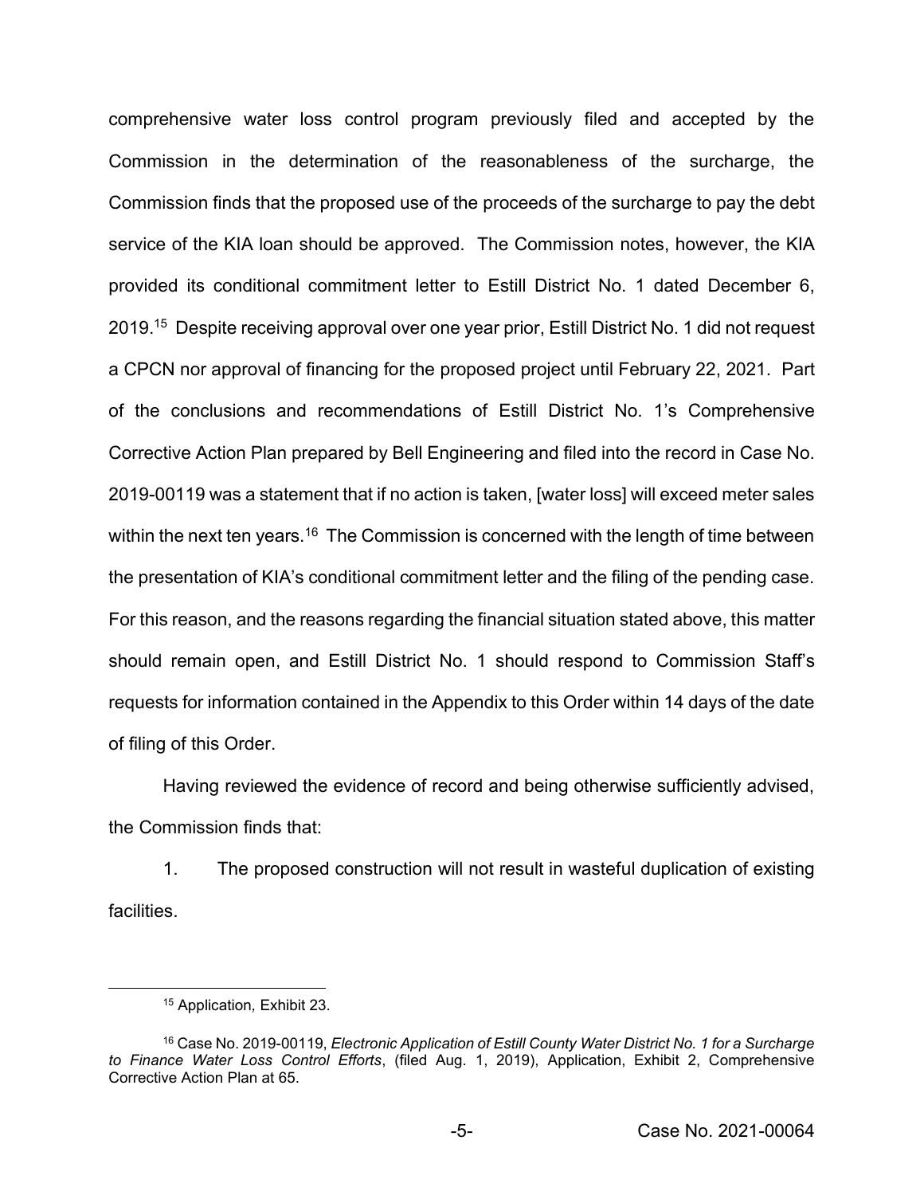comprehensive water loss control program previously filed and accepted by the Commission in the determination of the reasonableness of the surcharge, the Commission finds that the proposed use of the proceeds of the surcharge to pay the debt service of the KIA loan should be approved. The Commission notes, however, the KIA provided its conditional commitment letter to Estill District No. 1 dated December 6, 2019.[15] Despite receiving approval over one year prior, Estill District No. 1 did not request a CPCN nor approval of financing for the proposed project until February 22, 2021. Part of the conclusions and recommendations of Estill District No. 1's Comprehensive Corrective Action Plan prepared by Bell Engineering and filed into the record in Case No. 2019-00119 was a statement that if no action is taken, [water loss] will exceed meter sales within the next ten years.[16] The Commission is concerned with the length of time between the presentation of KIA's conditional commitment letter and the filing of the pending case. For this reason, and the reasons regarding the financial situation stated above, this matter should remain open, and Estill District No. 1 should respond to Commission Staff's requests for information contained in the Appendix to this Order within 14 days of the date of filing of this Order.

Having reviewed the evidence of record and being otherwise sufficiently advised, the Commission finds that:

1. The proposed construction will not result in wasteful duplication of existing facilities.

---

[15] Application, Exhibit 23.

[16] Case No. 2019-00119, *Electronic Application of Estill County Water District No. 1 for a Surcharge to Finance Water Loss Control Efforts*, (filed Aug. 1, 2019), Application, Exhibit 2, Comprehensive Corrective Action Plan at 65.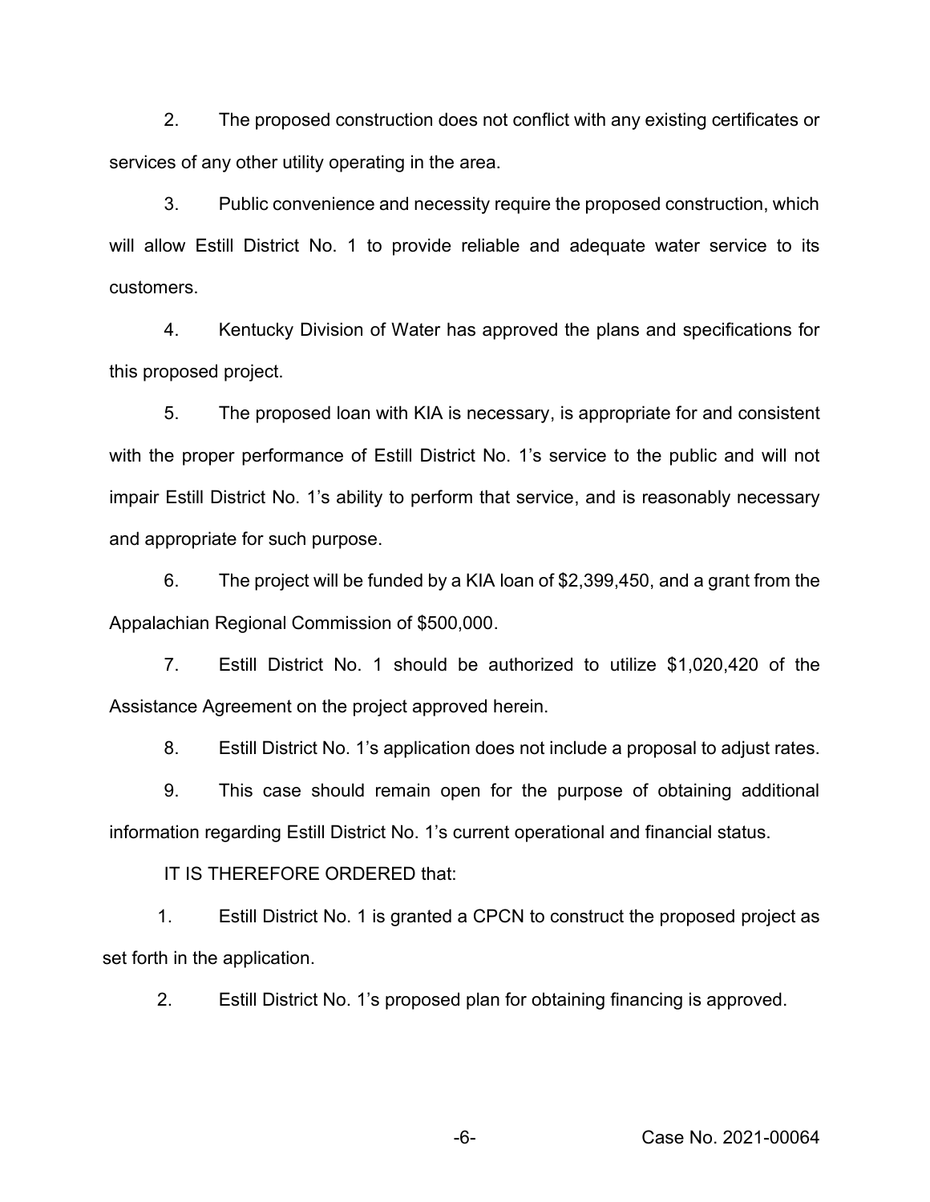2. The proposed construction does not conflict with any existing certificates or services of any other utility operating in the area.

3. Public convenience and necessity require the proposed construction, which will allow Estill District No. 1 to provide reliable and adequate water service to its customers.

4. Kentucky Division of Water has approved the plans and specifications for this proposed project.

5. The proposed loan with KIA is necessary, is appropriate for and consistent with the proper performance of Estill District No. 1's service to the public and will not impair Estill District No. 1's ability to perform that service, and is reasonably necessary and appropriate for such purpose.

6. The project will be funded by a KIA loan of $2,399,450, and a grant from the Appalachian Regional Commission of $500,000.

7. Estill District No. 1 should be authorized to utilize $1,020,420 of the Assistance Agreement on the project approved herein.

8. Estill District No. 1's application does not include a proposal to adjust rates.

9. This case should remain open for the purpose of obtaining additional information regarding Estill District No. 1's current operational and financial status.

IT IS THEREFORE ORDERED that:

1. Estill District No. 1 is granted a CPCN to construct the proposed project as set forth in the application.

2. Estill District No. 1's proposed plan for obtaining financing is approved.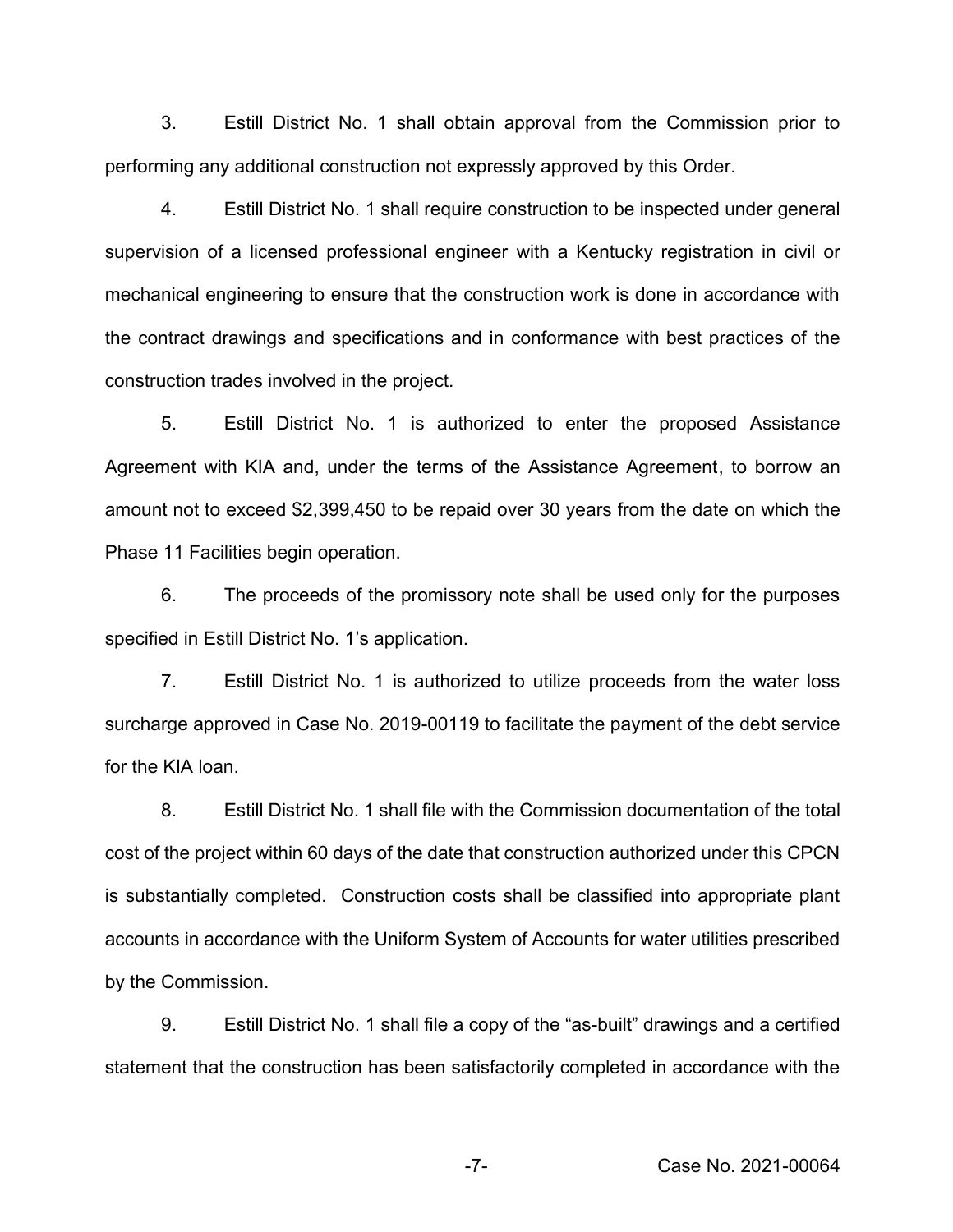3. Estill District No. 1 shall obtain approval from the Commission prior to performing any additional construction not expressly approved by this Order.

4. Estill District No. 1 shall require construction to be inspected under general supervision of a licensed professional engineer with a Kentucky registration in civil or mechanical engineering to ensure that the construction work is done in accordance with the contract drawings and specifications and in conformance with best practices of the construction trades involved in the project.

5. Estill District No. 1 is authorized to enter the proposed Assistance Agreement with KIA and, under the terms of the Assistance Agreement, to borrow an amount not to exceed $2,399,450 to be repaid over 30 years from the date on which the Phase 11 Facilities begin operation.

6. The proceeds of the promissory note shall be used only for the purposes specified in Estill District No. 1's application.

7. Estill District No. 1 is authorized to utilize proceeds from the water loss surcharge approved in Case No. 2019-00119 to facilitate the payment of the debt service for the KIA loan.

8. Estill District No. 1 shall file with the Commission documentation of the total cost of the project within 60 days of the date that construction authorized under this CPCN is substantially completed. Construction costs shall be classified into appropriate plant accounts in accordance with the Uniform System of Accounts for water utilities prescribed by the Commission.

9. Estill District No. 1 shall file a copy of the "as-built" drawings and a certified statement that the construction has been satisfactorily completed in accordance with the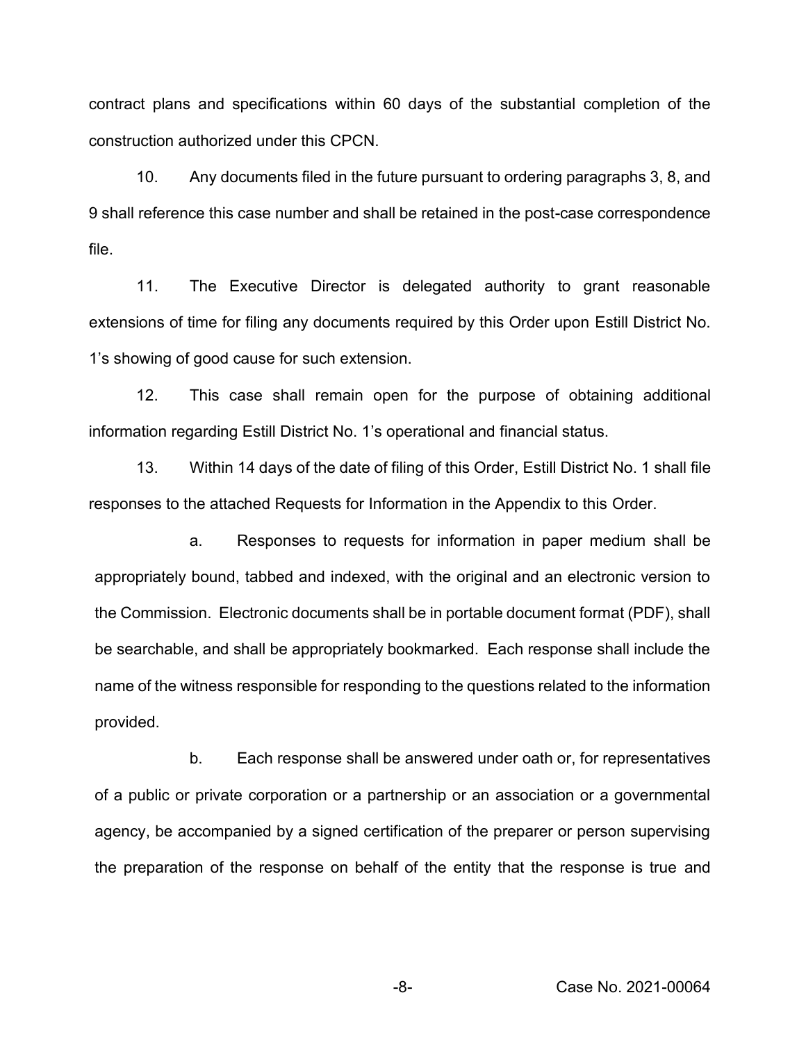contract plans and specifications within 60 days of the substantial completion of the construction authorized under this CPCN.

10. Any documents filed in the future pursuant to ordering paragraphs 3, 8, and 9 shall reference this case number and shall be retained in the post-case correspondence file.

11. The Executive Director is delegated authority to grant reasonable extensions of time for filing any documents required by this Order upon Estill District No. 1's showing of good cause for such extension.

12. This case shall remain open for the purpose of obtaining additional information regarding Estill District No. 1's operational and financial status.

13. Within 14 days of the date of filing of this Order, Estill District No. 1 shall file responses to the attached Requests for Information in the Appendix to this Order.

a. Responses to requests for information in paper medium shall be appropriately bound, tabbed and indexed, with the original and an electronic version to the Commission. Electronic documents shall be in portable document format (PDF), shall be searchable, and shall be appropriately bookmarked. Each response shall include the name of the witness responsible for responding to the questions related to the information provided.

b. Each response shall be answered under oath or, for representatives of a public or private corporation or a partnership or an association or a governmental agency, be accompanied by a signed certification of the preparer or person supervising the preparation of the response on behalf of the entity that the response is true and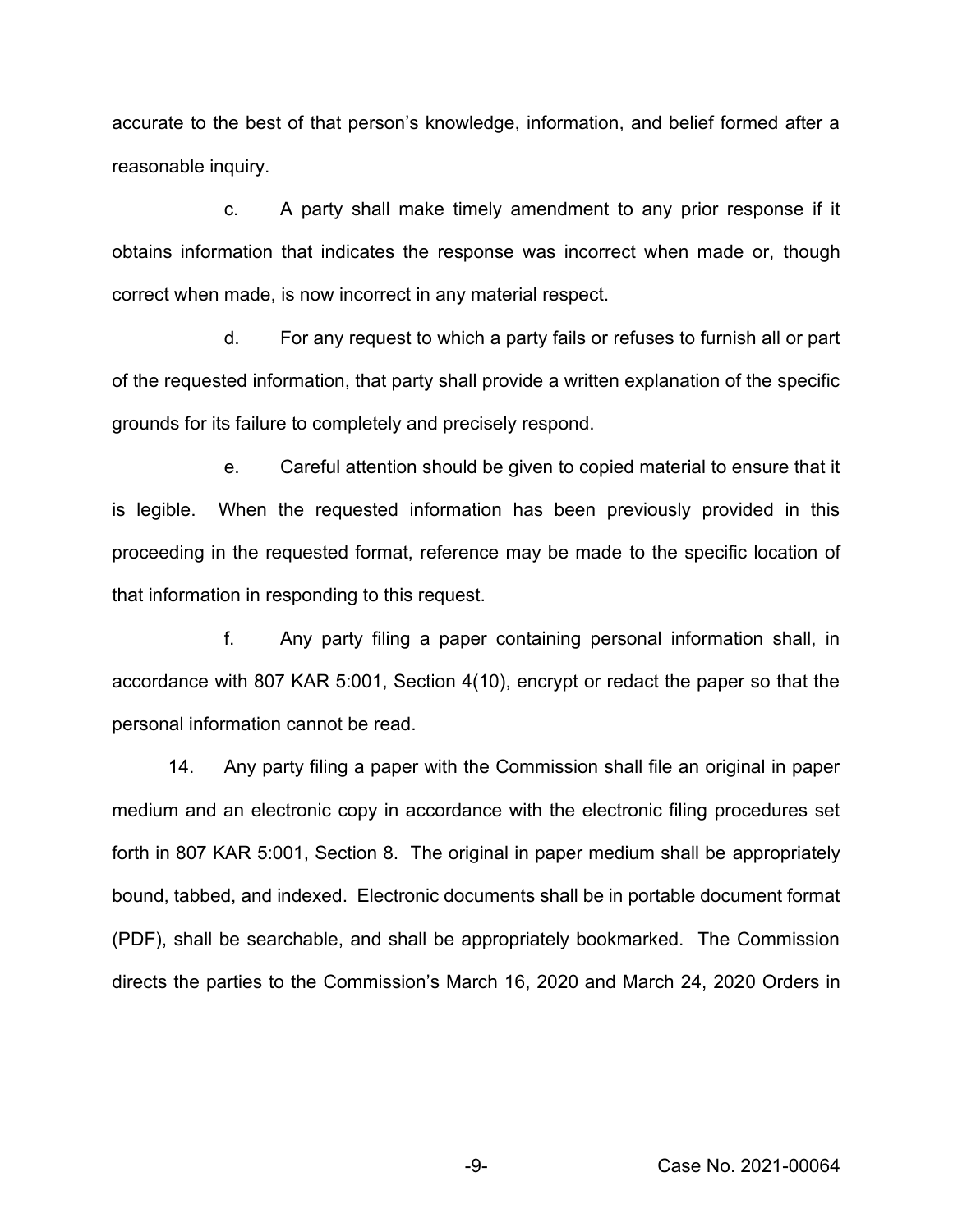accurate to the best of that person's knowledge, information, and belief formed after a reasonable inquiry.

c. A party shall make timely amendment to any prior response if it obtains information that indicates the response was incorrect when made or, though correct when made, is now incorrect in any material respect.

d. For any request to which a party fails or refuses to furnish all or part of the requested information, that party shall provide a written explanation of the specific grounds for its failure to completely and precisely respond.

e. Careful attention should be given to copied material to ensure that it is legible. When the requested information has been previously provided in this proceeding in the requested format, reference may be made to the specific location of that information in responding to this request.

f. Any party filing a paper containing personal information shall, in accordance with 807 KAR 5:001, Section 4(10), encrypt or redact the paper so that the personal information cannot be read.

14. Any party filing a paper with the Commission shall file an original in paper medium and an electronic copy in accordance with the electronic filing procedures set forth in 807 KAR 5:001, Section 8. The original in paper medium shall be appropriately bound, tabbed, and indexed. Electronic documents shall be in portable document format (PDF), shall be searchable, and shall be appropriately bookmarked. The Commission directs the parties to the Commission's March 16, 2020 and March 24, 2020 Orders in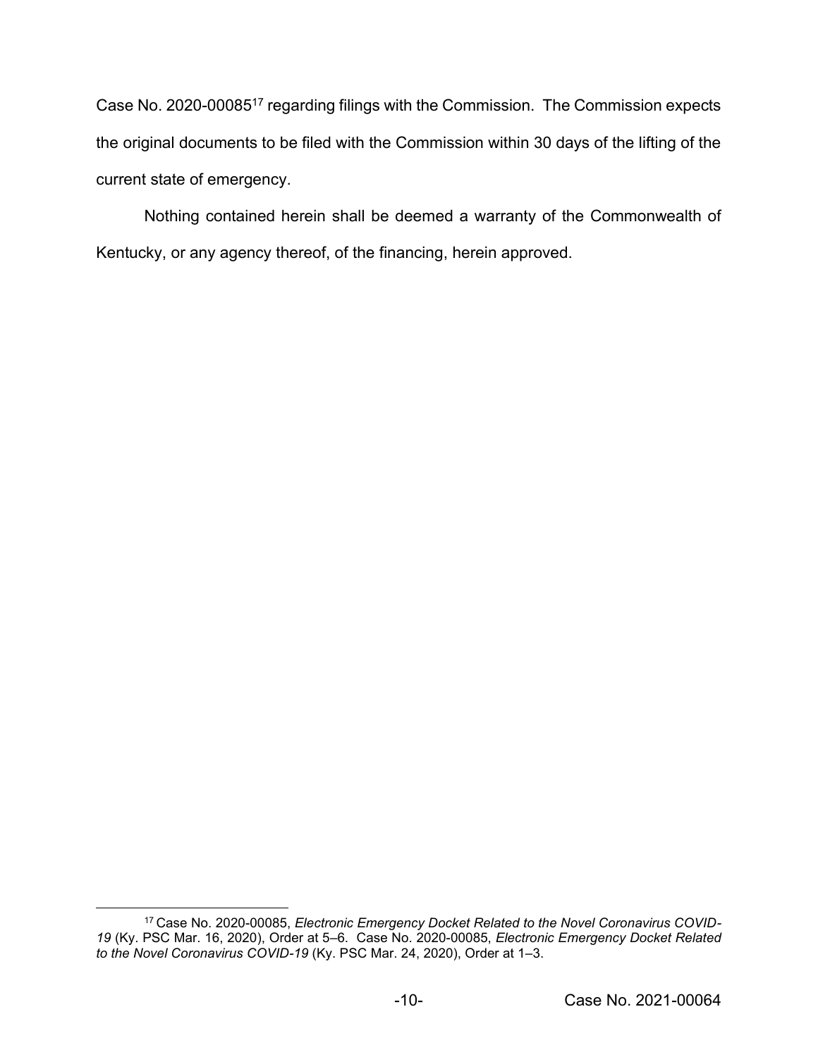Case No. 2020-00085[17] regarding filings with the Commission. The Commission expects the original documents to be filed with the Commission within 30 days of the lifting of the current state of emergency.

Nothing contained herein shall be deemed a warranty of the Commonwealth of Kentucky, or any agency thereof, of the financing, herein approved.

---

[17] Case No. 2020-00085, *Electronic Emergency Docket Related to the Novel Coronavirus COVID-19* (Ky. PSC Mar. 16, 2020), Order at 5–6. Case No. 2020-00085, *Electronic Emergency Docket Related to the Novel Coronavirus COVID-19* (Ky. PSC Mar. 24, 2020), Order at 1–3.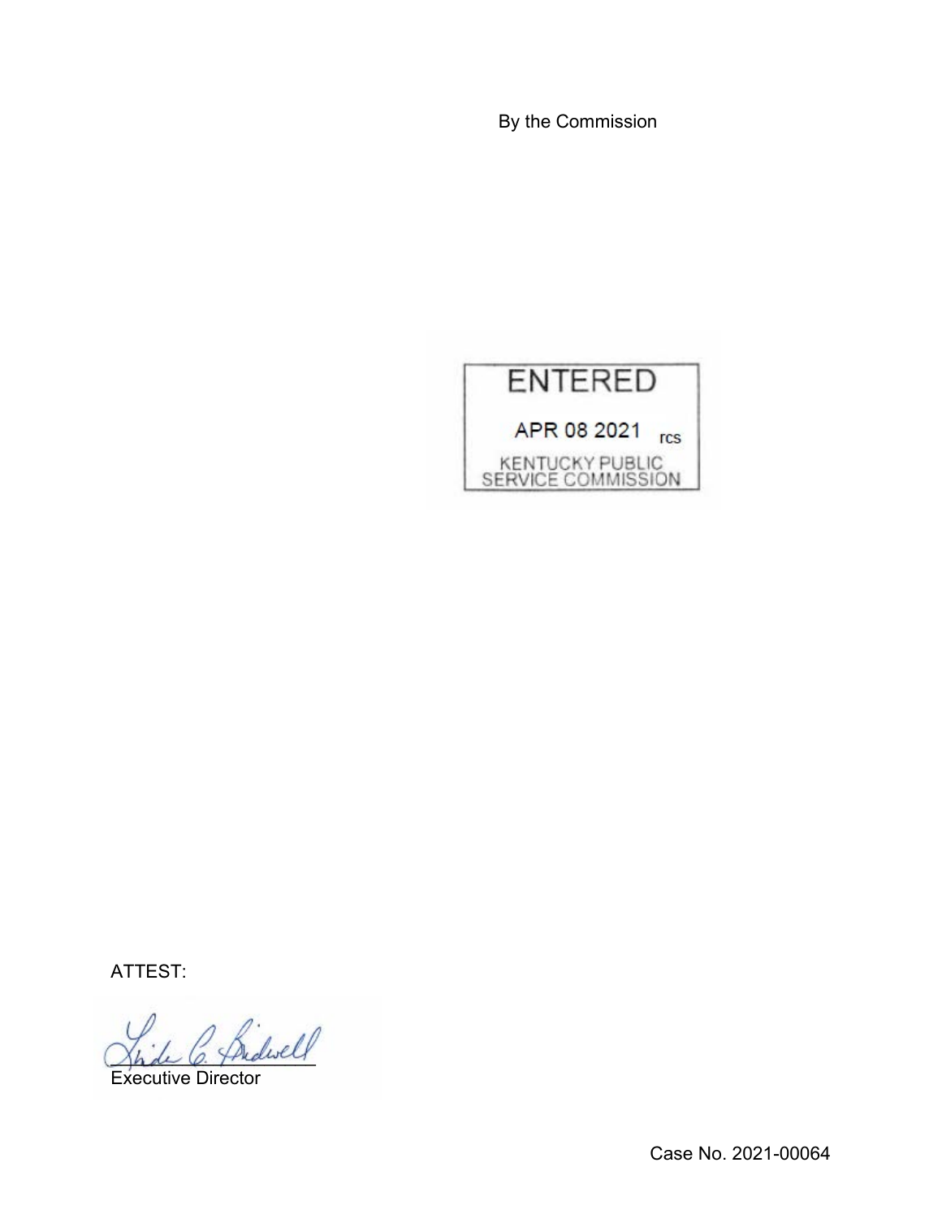By the Commission

ENTERED

APR 08 2021 rcs

KENTUCKY PUBLIC SERVICE COMMISSION

ATTEST:

Executive Director

Case No. 2021-00064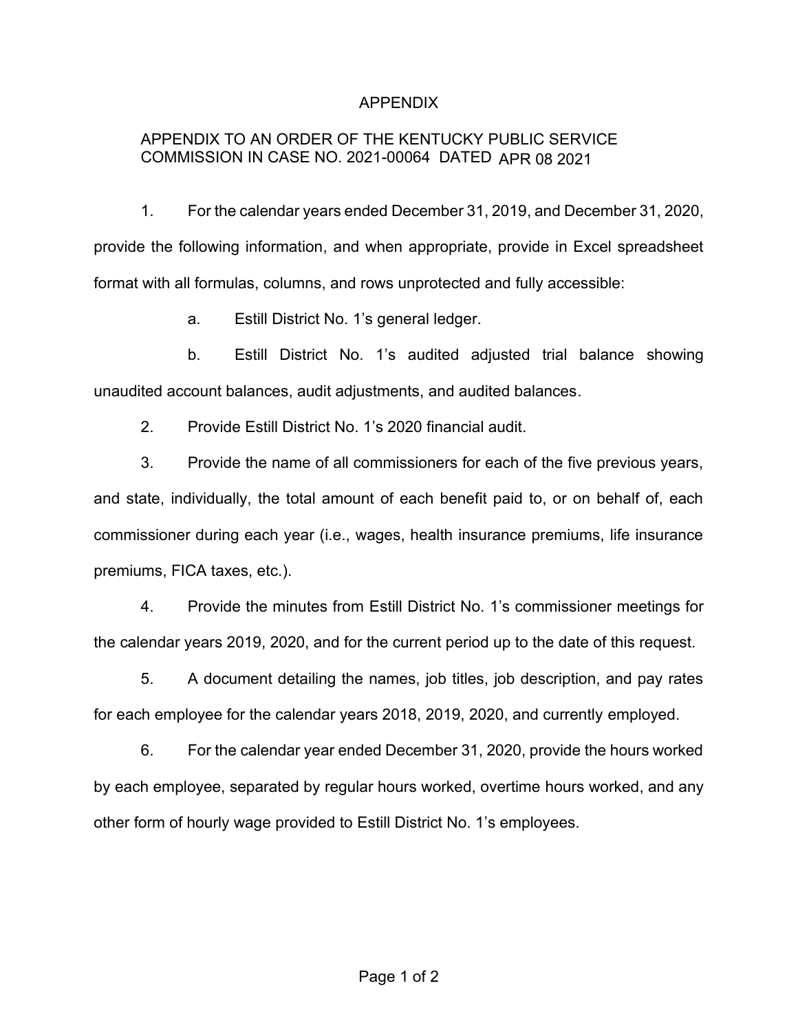# APPENDIX

## APPENDIX TO AN ORDER OF THE KENTUCKY PUBLIC SERVICE COMMISSION IN CASE NO. 2021-00064 DATED APR 08 2021

1. For the calendar years ended December 31, 2019, and December 31, 2020, provide the following information, and when appropriate, provide in Excel spreadsheet format with all formulas, columns, and rows unprotected and fully accessible:

   a. Estill District No. 1's general ledger.

   b. Estill District No. 1's audited adjusted trial balance showing unaudited account balances, audit adjustments, and audited balances.

2. Provide Estill District No. 1's 2020 financial audit.

3. Provide the name of all commissioners for each of the five previous years, and state, individually, the total amount of each benefit paid to, or on behalf of, each commissioner during each year (i.e., wages, health insurance premiums, life insurance premiums, FICA taxes, etc.).

4. Provide the minutes from Estill District No. 1's commissioner meetings for the calendar years 2019, 2020, and for the current period up to the date of this request.

5. A document detailing the names, job titles, job description, and pay rates for each employee for the calendar years 2018, 2019, 2020, and currently employed.

6. For the calendar year ended December 31, 2020, provide the hours worked by each employee, separated by regular hours worked, overtime hours worked, and any other form of hourly wage provided to Estill District No. 1's employees.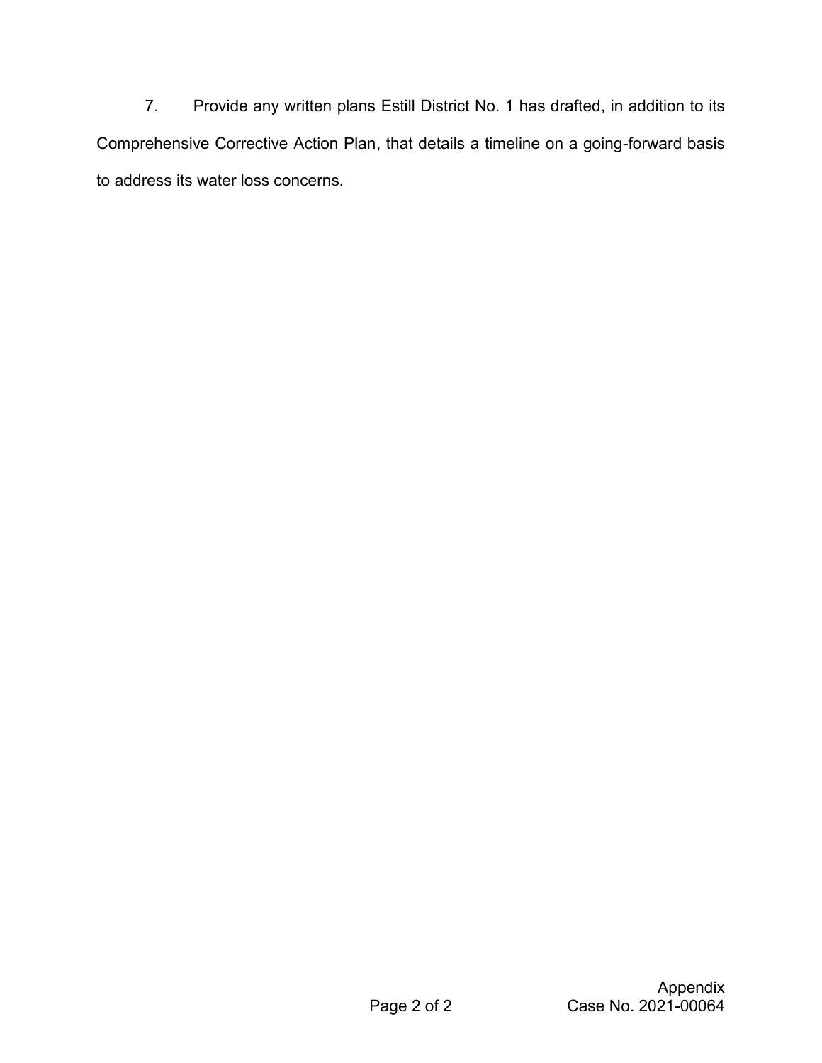7. Provide any written plans Estill District No. 1 has drafted, in addition to its Comprehensive Corrective Action Plan, that details a timeline on a going-forward basis to address its water loss concerns.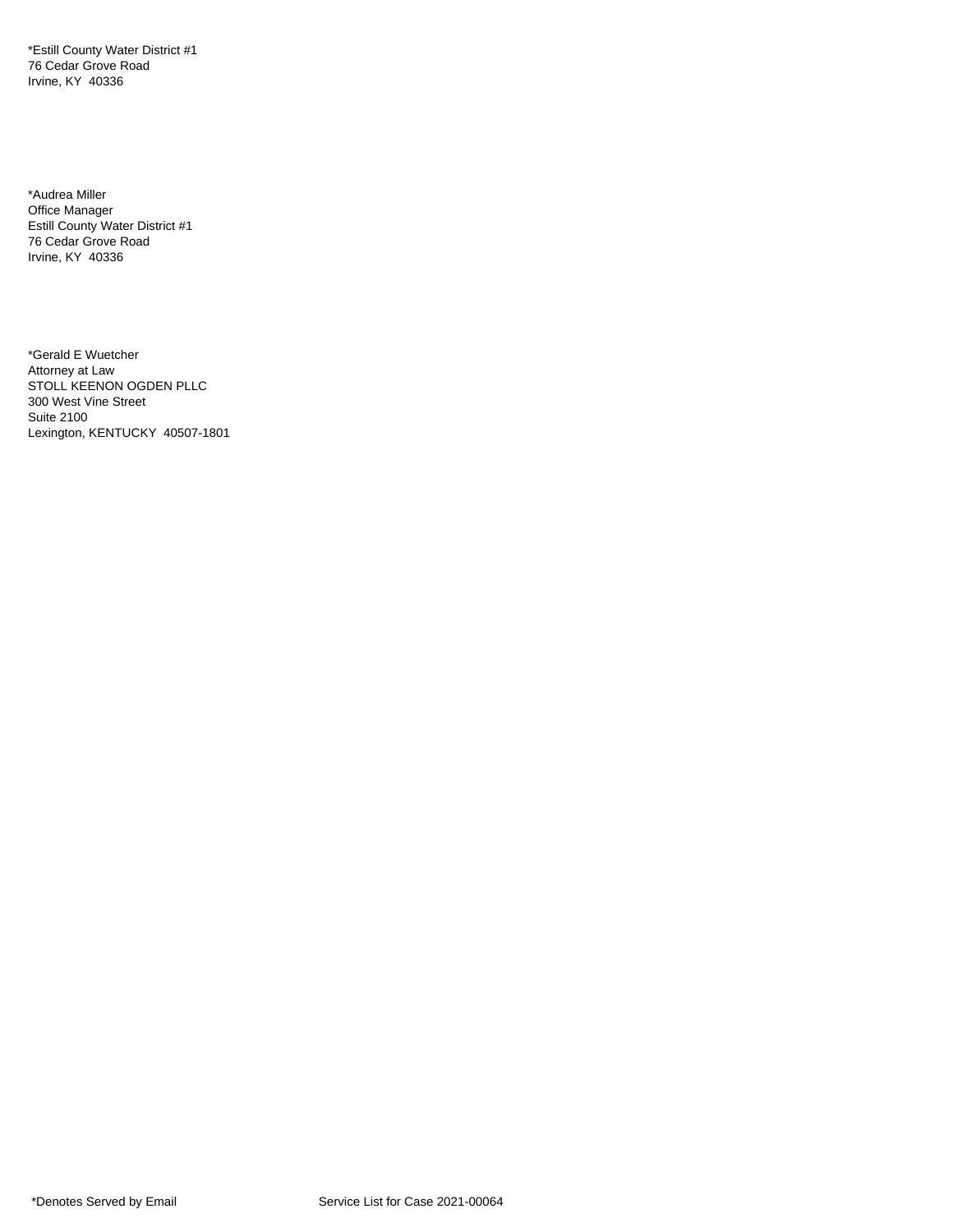*Estill County Water District #1
76 Cedar Grove Road
Irvine, KY  40336

*Audrea Miller
Office Manager
Estill County Water District #1
76 Cedar Grove Road
Irvine, KY  40336

*Gerald E Wuetcher
Attorney at Law
STOLL KEENON OGDEN PLLC
300 West Vine Street
Suite 2100
Lexington, KENTUCKY  40507-1801

*Denotes Served by Email

Service List for Case 2021-00064